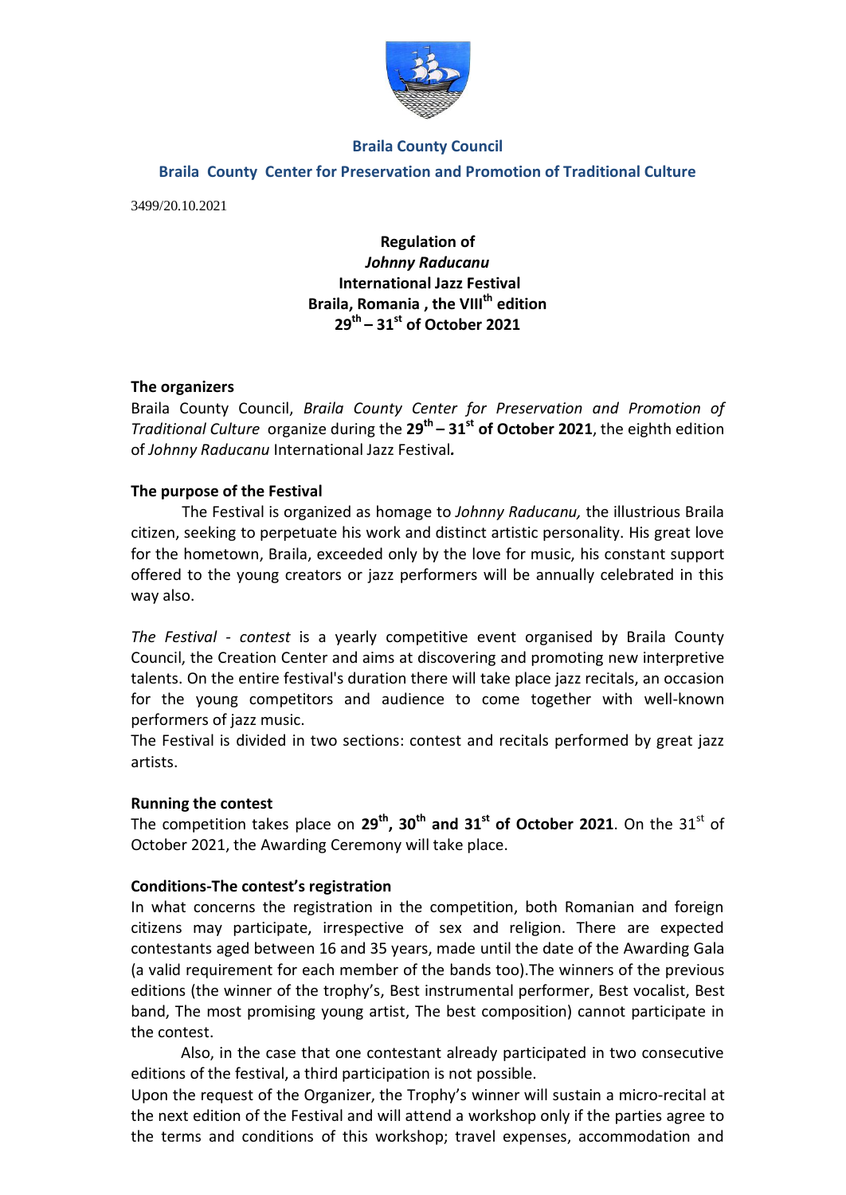**Braila County Council**

**Braila County Center for Preservation and Promotion of Traditional Culture**

3499/20.10.2021

**Regulation of**
***Johnny Raducanu***
**International Jazz Festival**
**Braila, Romania , the VIII$^{th}$ edition**
**29$^{th}$ – 31$^{st}$ of October 2021**

**The organizers**

Braila County Council, *Braila County Center for Preservation and Promotion of Traditional Culture* organize during the **29$^{th}$ – 31$^{st}$ of October 2021**, the eighth edition of *Johnny Raducanu* International Jazz Festival**.**

**The purpose of the Festival**

The Festival is organized as homage to *Johnny Raducanu,* the illustrious Braila citizen, seeking to perpetuate his work and distinct artistic personality. His great love for the hometown, Braila, exceeded only by the love for music, his constant support offered to the young creators or jazz performers will be annually celebrated in this way also.

*The Festival - contest* is a yearly competitive event organised by Braila County Council, the Creation Center and aims at discovering and promoting new interpretive talents. On the entire festival's duration there will take place jazz recitals, an occasion for the young competitors and audience to come together with well-known performers of jazz music.

The Festival is divided in two sections: contest and recitals performed by great jazz artists.

**Running the contest**

The competition takes place on **29$^{th}$, 30$^{th}$ and 31$^{st}$ of October 2021**. On the 31$^{st}$ of October 2021, the Awarding Ceremony will take place.

**Conditions-The contest's registration**

In what concerns the registration in the competition, both Romanian and foreign citizens may participate, irrespective of sex and religion. There are expected contestants aged between 16 and 35 years, made until the date of the Awarding Gala (a valid requirement for each member of the bands too).The winners of the previous editions (the winner of the trophy's, Best instrumental performer, Best vocalist, Best band, The most promising young artist, The best composition) cannot participate in the contest.

Also, in the case that one contestant already participated in two consecutive editions of the festival, a third participation is not possible.

Upon the request of the Organizer, the Trophy's winner will sustain a micro-recital at the next edition of the Festival and will attend a workshop only if the parties agree to the terms and conditions of this workshop; travel expenses, accommodation and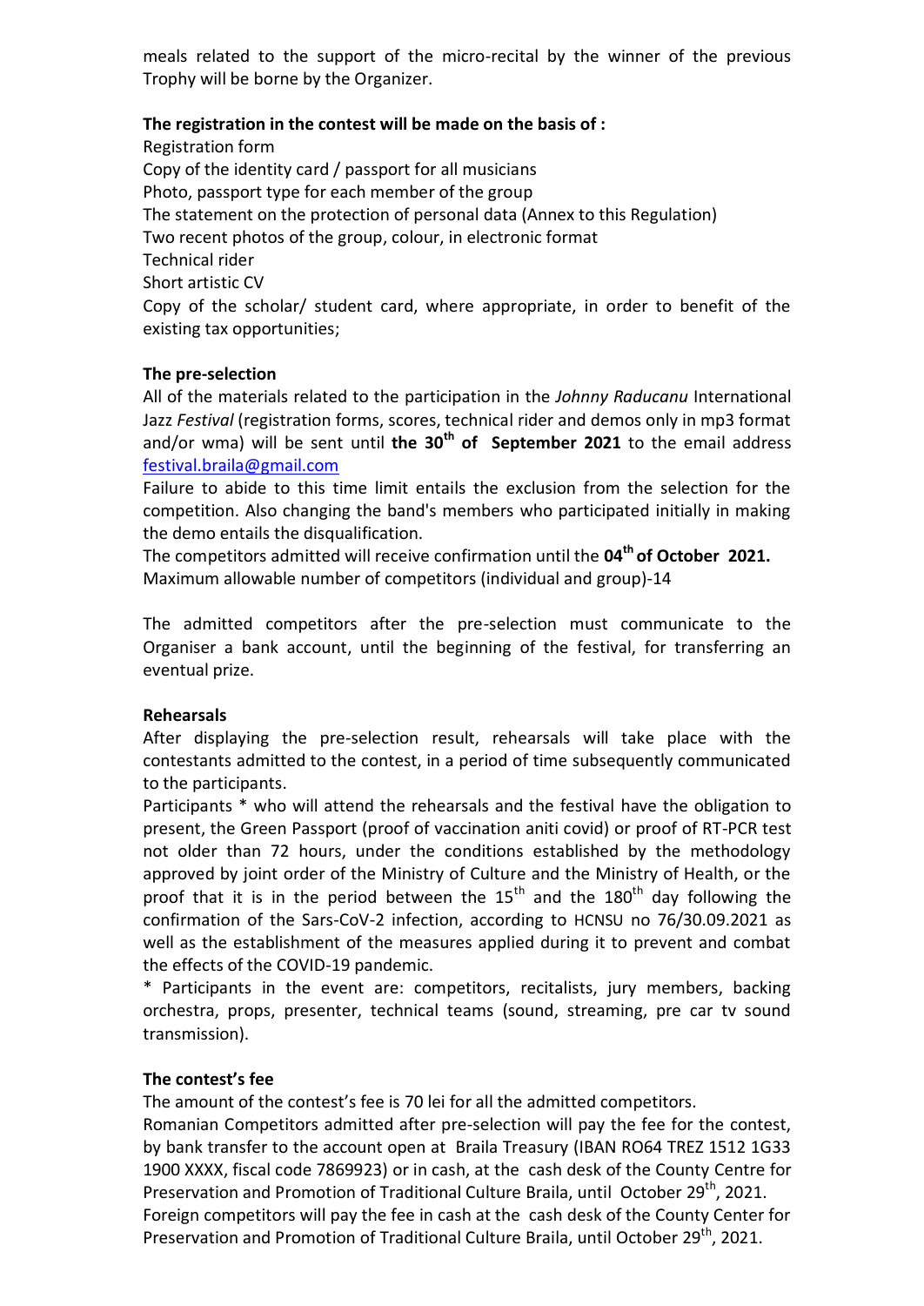meals related to the support of the micro-recital by the winner of the previous Trophy will be borne by the Organizer.

**The registration in the contest will be made on the basis of :**

Registration form
Copy of the identity card / passport for all musicians
Photo, passport type for each member of the group
The statement on the protection of personal data (Annex to this Regulation)
Two recent photos of the group, colour, in electronic format
Technical rider
Short artistic CV
Copy of the scholar/ student card, where appropriate, in order to benefit of the existing tax opportunities;

**The pre-selection**

All of the materials related to the participation in the *Johnny Raducanu* International Jazz *Festival* (registration forms, scores, technical rider and demos only in mp3 format and/or wma) will be sent until **the 30th of September 2021** to the email address festival.braila@gmail.com

Failure to abide to this time limit entails the exclusion from the selection for the competition. Also changing the band's members who participated initially in making the demo entails the disqualification.

The competitors admitted will receive confirmation until the **04th of October 2021.**

Maximum allowable number of competitors (individual and group)-14

The admitted competitors after the pre-selection must communicate to the Organiser a bank account, until the beginning of the festival, for transferring an eventual prize.

**Rehearsals**

After displaying the pre-selection result, rehearsals will take place with the contestants admitted to the contest, in a period of time subsequently communicated to the participants.

Participants * who will attend the rehearsals and the festival have the obligation to present, the Green Passport (proof of vaccination aniti covid) or proof of RT-PCR test not older than 72 hours, under the conditions established by the methodology approved by joint order of the Ministry of Culture and the Ministry of Health, or the proof that it is in the period between the 15th and the 180th day following the confirmation of the Sars-CoV-2 infection, according to HCNSU no 76/30.09.2021 as well as the establishment of the measures applied during it to prevent and combat the effects of the COVID-19 pandemic.

* Participants in the event are: competitors, recitalists, jury members, backing orchestra, props, presenter, technical teams (sound, streaming, pre car tv sound transmission).

**The contest's fee**

The amount of the contest's fee is 70 lei for all the admitted competitors.

Romanian Competitors admitted after pre-selection will pay the fee for the contest, by bank transfer to the account open at Braila Treasury (IBAN RO64 TREZ 1512 1G33 1900 XXXX, fiscal code 7869923) or in cash, at the cash desk of the County Centre for Preservation and Promotion of Traditional Culture Braila, until October 29th, 2021.

Foreign competitors will pay the fee in cash at the cash desk of the County Center for Preservation and Promotion of Traditional Culture Braila, until October 29th, 2021.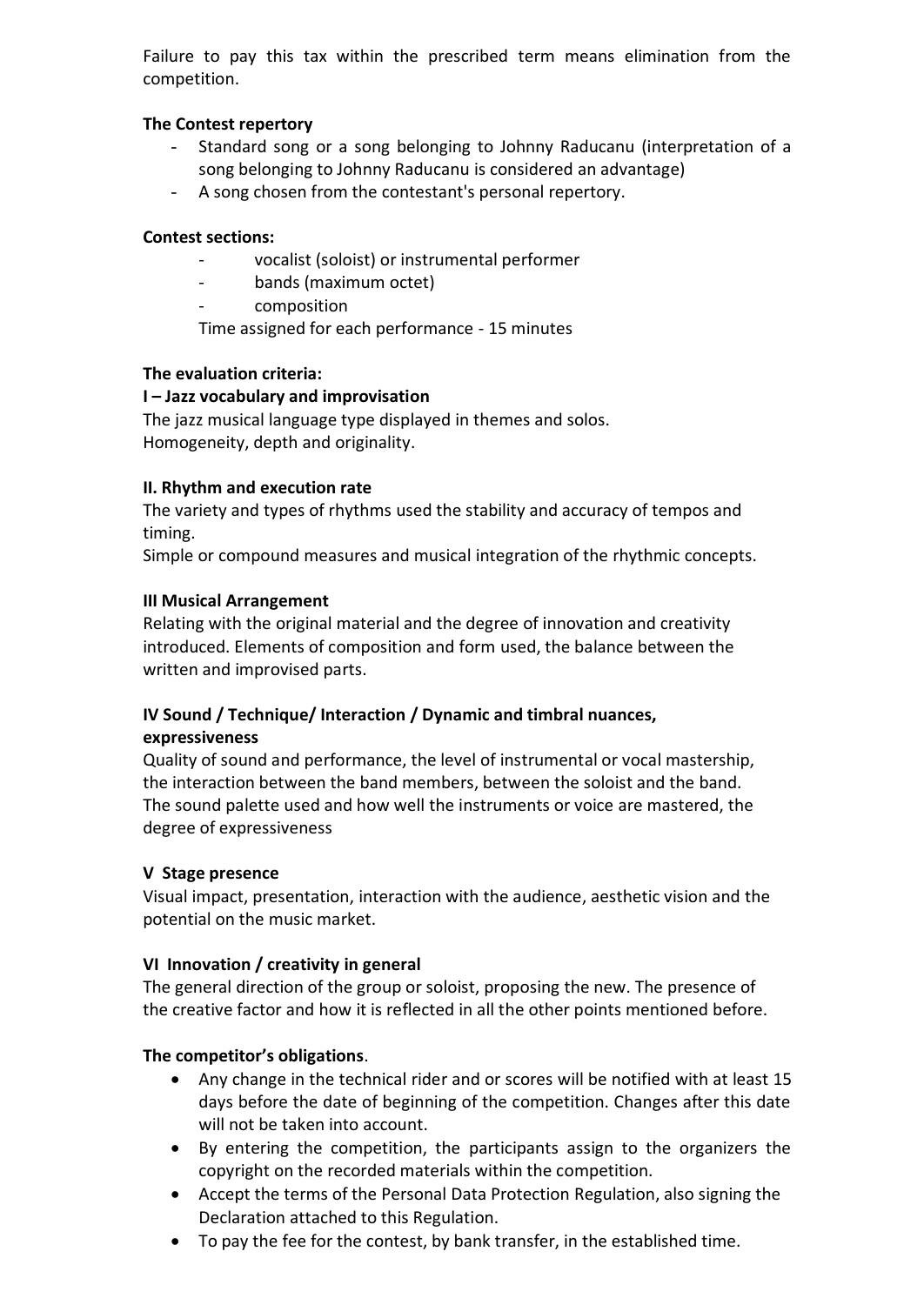Failure to pay this tax within the prescribed term means elimination from the competition.

**The Contest repertory**

- Standard song or a song belonging to Johnny Raducanu (interpretation of a song belonging to Johnny Raducanu is considered an advantage)
- A song chosen from the contestant's personal repertory.

**Contest sections:**

- vocalist (soloist) or instrumental performer
- bands (maximum octet)
- composition

Time assigned for each performance - 15 minutes

**The evaluation criteria:**

**I – Jazz vocabulary and improvisation**

The jazz musical language type displayed in themes and solos.
Homogeneity, depth and originality.

**II. Rhythm and execution rate**

The variety and types of rhythms used the stability and accuracy of tempos and timing.
Simple or compound measures and musical integration of the rhythmic concepts.

**III Musical Arrangement**

Relating with the original material and the degree of innovation and creativity introduced. Elements of composition and form used, the balance between the written and improvised parts.

**IV Sound / Technique/ Interaction / Dynamic and timbral nuances, expressiveness**

Quality of sound and performance, the level of instrumental or vocal mastership, the interaction between the band members, between the soloist and the band. The sound palette used and how well the instruments or voice are mastered, the degree of expressiveness

**V Stage presence**

Visual impact, presentation, interaction with the audience, aesthetic vision and the potential on the music market.

**VI Innovation / creativity in general**

The general direction of the group or soloist, proposing the new. The presence of the creative factor and how it is reflected in all the other points mentioned before.

**The competitor's obligations**.

- Any change in the technical rider and or scores will be notified with at least 15 days before the date of beginning of the competition. Changes after this date will not be taken into account.
- By entering the competition, the participants assign to the organizers the copyright on the recorded materials within the competition.
- Accept the terms of the Personal Data Protection Regulation, also signing the Declaration attached to this Regulation.
- To pay the fee for the contest, by bank transfer, in the established time.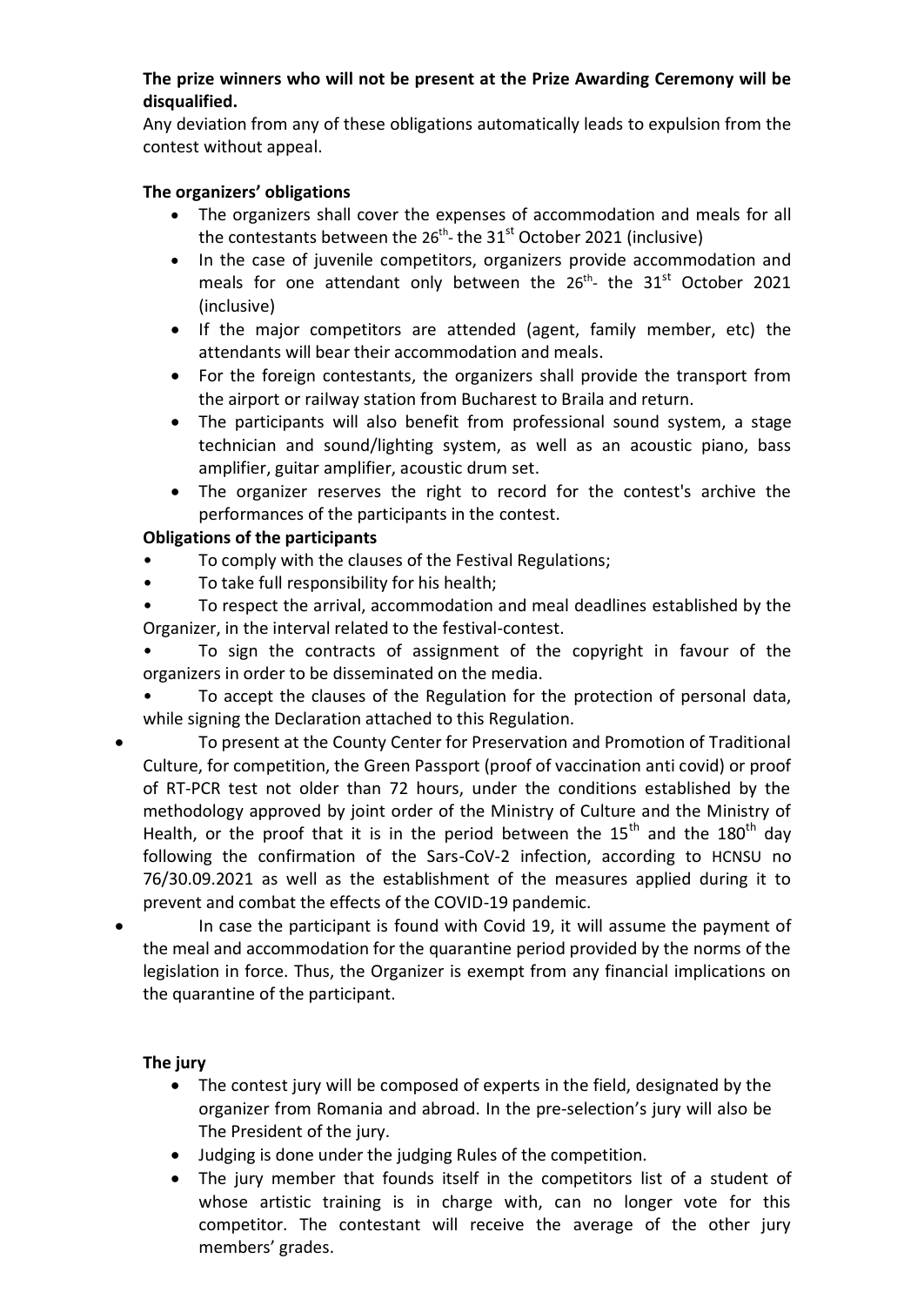**The prize winners who will not be present at the Prize Awarding Ceremony will be disqualified.**

Any deviation from any of these obligations automatically leads to expulsion from the contest without appeal.

**The organizers' obligations**

- The organizers shall cover the expenses of accommodation and meals for all the contestants between the 26th- the 31st October 2021 (inclusive)
- In the case of juvenile competitors, organizers provide accommodation and meals for one attendant only between the 26th- the 31st October 2021 (inclusive)
- If the major competitors are attended (agent, family member, etc) the attendants will bear their accommodation and meals.
- For the foreign contestants, the organizers shall provide the transport from the airport or railway station from Bucharest to Braila and return.
- The participants will also benefit from professional sound system, a stage technician and sound/lighting system, as well as an acoustic piano, bass amplifier, guitar amplifier, acoustic drum set.
- The organizer reserves the right to record for the contest's archive the performances of the participants in the contest.

**Obligations of the participants**

- To comply with the clauses of the Festival Regulations;
- To take full responsibility for his health;
- To respect the arrival, accommodation and meal deadlines established by the Organizer, in the interval related to the festival-contest.
- To sign the contracts of assignment of the copyright in favour of the organizers in order to be disseminated on the media.
- To accept the clauses of the Regulation for the protection of personal data, while signing the Declaration attached to this Regulation.
- To present at the County Center for Preservation and Promotion of Traditional Culture, for competition, the Green Passport (proof of vaccination anti covid) or proof of RT-PCR test not older than 72 hours, under the conditions established by the methodology approved by joint order of the Ministry of Culture and the Ministry of Health, or the proof that it is in the period between the 15th and the 180th day following the confirmation of the Sars-CoV-2 infection, according to HCNSU no 76/30.09.2021 as well as the establishment of the measures applied during it to prevent and combat the effects of the COVID-19 pandemic.
- In case the participant is found with Covid 19, it will assume the payment of the meal and accommodation for the quarantine period provided by the norms of the legislation in force. Thus, the Organizer is exempt from any financial implications on the quarantine of the participant.

**The jury**

- The contest jury will be composed of experts in the field, designated by the organizer from Romania and abroad. In the pre-selection's jury will also be The President of the jury.
- Judging is done under the judging Rules of the competition.
- The jury member that founds itself in the competitors list of a student of whose artistic training is in charge with, can no longer vote for this competitor. The contestant will receive the average of the other jury members' grades.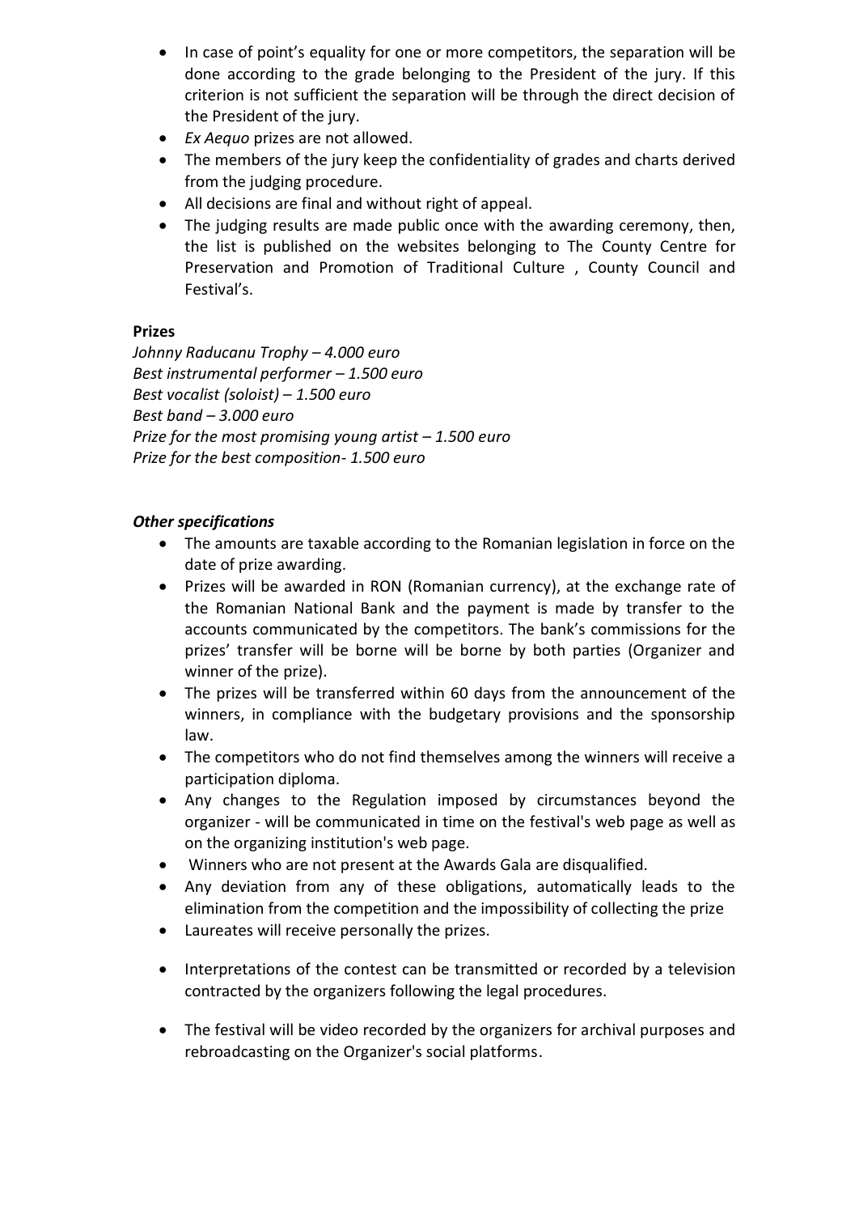- In case of point's equality for one or more competitors, the separation will be done according to the grade belonging to the President of the jury. If this criterion is not sufficient the separation will be through the direct decision of the President of the jury.
- *Ex Aequo* prizes are not allowed.
- The members of the jury keep the confidentiality of grades and charts derived from the judging procedure.
- All decisions are final and without right of appeal.
- The judging results are made public once with the awarding ceremony, then, the list is published on the websites belonging to The County Centre for Preservation and Promotion of Traditional Culture , County Council and Festival's.

**Prizes**

*Johnny Raducanu Trophy – 4.000 euro*
*Best instrumental performer – 1.500 euro*
*Best vocalist (soloist) – 1.500 euro*
*Best band – 3.000 euro*
*Prize for the most promising young artist – 1.500 euro*
*Prize for the best composition- 1.500 euro*

***Other specifications***

- The amounts are taxable according to the Romanian legislation in force on the date of prize awarding.
- Prizes will be awarded in RON (Romanian currency), at the exchange rate of the Romanian National Bank and the payment is made by transfer to the accounts communicated by the competitors. The bank's commissions for the prizes' transfer will be borne will be borne by both parties (Organizer and winner of the prize).
- The prizes will be transferred within 60 days from the announcement of the winners, in compliance with the budgetary provisions and the sponsorship law.
- The competitors who do not find themselves among the winners will receive a participation diploma.
- Any changes to the Regulation imposed by circumstances beyond the organizer - will be communicated in time on the festival's web page as well as on the organizing institution's web page.
- Winners who are not present at the Awards Gala are disqualified.
- Any deviation from any of these obligations, automatically leads to the elimination from the competition and the impossibility of collecting the prize
- Laureates will receive personally the prizes.
- Interpretations of the contest can be transmitted or recorded by a television contracted by the organizers following the legal procedures.
- The festival will be video recorded by the organizers for archival purposes and rebroadcasting on the Organizer's social platforms.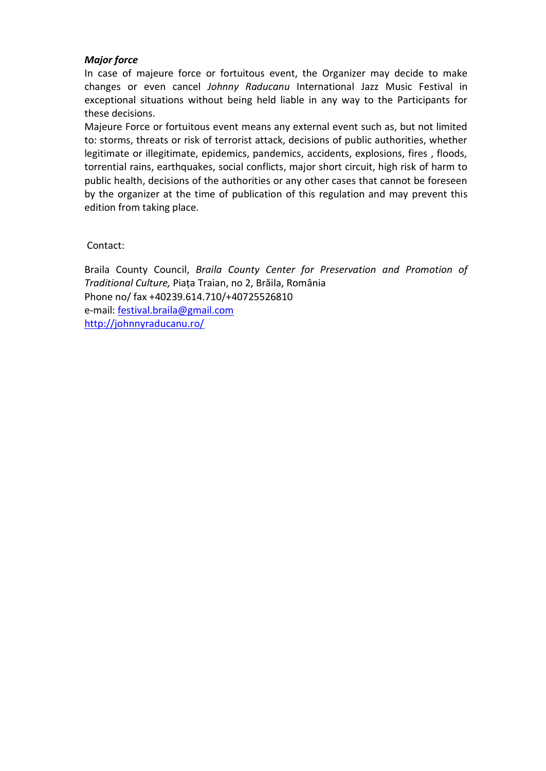***Major force***

In case of majeure force or fortuitous event, the Organizer may decide to make changes or even cancel *Johnny Raducanu* International Jazz Music Festival in exceptional situations without being held liable in any way to the Participants for these decisions.

Majeure Force or fortuitous event means any external event such as, but not limited to: storms, threats or risk of terrorist attack, decisions of public authorities, whether legitimate or illegitimate, epidemics, pandemics, accidents, explosions, fires , floods, torrential rains, earthquakes, social conflicts, major short circuit, high risk of harm to public health, decisions of the authorities or any other cases that cannot be foreseen by the organizer at the time of publication of this regulation and may prevent this edition from taking place.

Contact:

Braila County Council, *Braila County Center for Preservation and Promotion of Traditional Culture,* Piața Traian, no 2, Brăila, România
Phone no/ fax +40239.614.710/+40725526810
e-mail: festival.braila@gmail.com
http://johnnyraducanu.ro/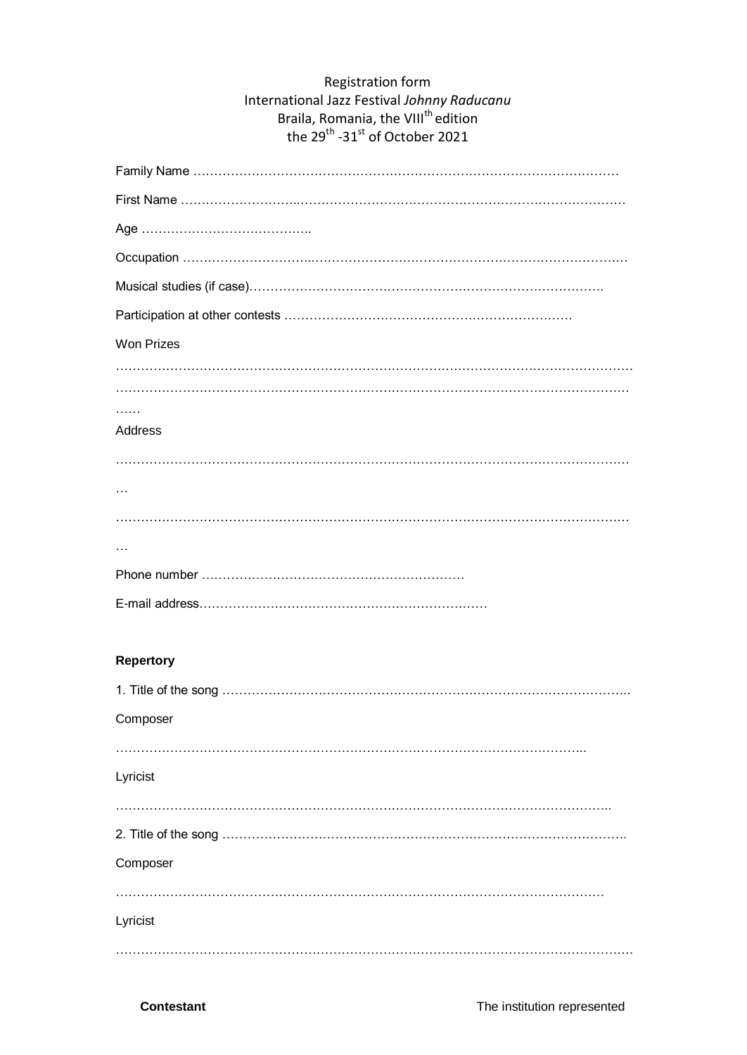Registration form
International Jazz Festival *Johnny Raducanu*
Braila, Romania, the VIII[th] edition
the 29[th] -31[st] of October 2021

Family Name ………………………………………………………………………………………

First Name …………………………………………………………………………………………

Age …………………………………..

Occupation ………………………………………………………………………………………….

Musical studies (if case)……………………………………………………………………….

Participation at other contests …………………………………………………………

Won Prizes

……………………………………………………………………………………………………………
……………………………………………………………………………………………………………
……

Address

……………………………………………………………………………………………………………
…

……………………………………………………………………………………………………………
…

Phone number ……………………………………………………

E-mail address……………………………………………………………

**Repertory**

1. Title of the song ……………………………………………………………………………………..

Composer

………………………………………………………………………………………………..

Lyricist

……………………………………………………………………………………………………..

2. Title of the song …………………………………………………………………………………….

Composer

…………………………………………………………………………………………………………

Lyricist

……………………………………………………………………………………………………………

**Contestant** The institution represented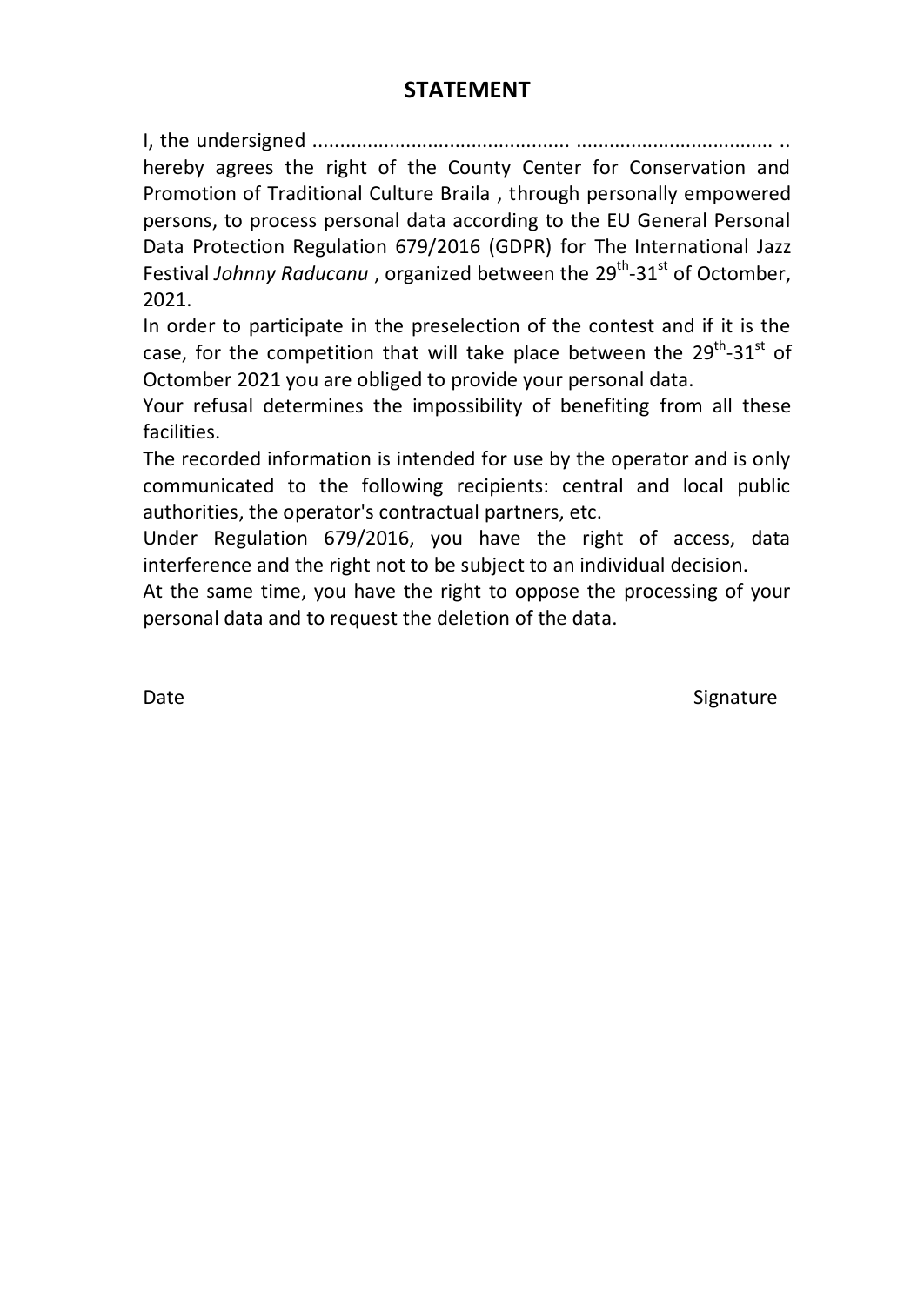## STATEMENT

I, the undersigned ............................................. ................................... .. hereby agrees the right of the County Center for Conservation and Promotion of Traditional Culture Braila , through personally empowered persons, to process personal data according to the EU General Personal Data Protection Regulation 679/2016 (GDPR) for The International Jazz Festival *Johnny Raducanu* , organized between the 29th-31st of Octomber, 2021.

In order to participate in the preselection of the contest and if it is the case, for the competition that will take place between the 29th-31st of Octomber 2021 you are obliged to provide your personal data.

Your refusal determines the impossibility of benefiting from all these facilities.

The recorded information is intended for use by the operator and is only communicated to the following recipients: central and local public authorities, the operator's contractual partners, etc.

Under Regulation 679/2016, you have the right of access, data interference and the right not to be subject to an individual decision.

At the same time, you have the right to oppose the processing of your personal data and to request the deletion of the data.

Date Signature